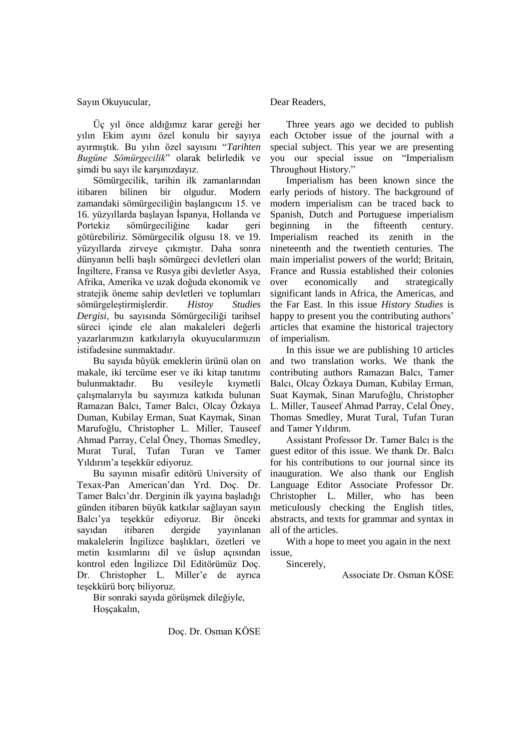Sayın Okuyucular,

Üç yıl önce aldığımız karar gereği her yılın Ekim ayını özel konulu bir sayıya ayırmıştık. Bu yılın özel sayısını "*Tarihten Bugüne Sömürgecilik*" olarak belirledik ve şimdi bu sayı ile karşınızdayız.

Sömürgecilik, tarihin ilk zamanlarından itibaren bilinen bir olgudur. Modern zamandaki sömürgeciliğin başlangıcını 15. ve 16. yüzyıllarda başlayan İspanya, Hollanda ve Portekiz sömürgeciliğine kadar geri götürebiliriz. Sömürgecilik olgusu 18. ve 19. yüzyıllarda zirveye çıkmıştır. Daha sonra dünyanın belli başlı sömürgeci devletleri olan İngiltere, Fransa ve Rusya gibi devletler Asya, Afrika, Amerika ve uzak doğuda ekonomik ve stratejik öneme sahip devletleri ve toplumları sömürgeleştirmişlerdir. *Histoy Studies Dergisi*, bu sayısında Sömürgeciliği tarihsel süreci içinde ele alan makaleleri değerli yazarlarımızın katkılarıyla okuyucularımızın istifadesine sunmaktadır.

Bu sayıda büyük emeklerin ürünü olan on makale, iki tercüme eser ve iki kitap tanıtımı bulunmaktadır. Bu vesileyle kıymetli çalışmalarıyla bu sayımıza katkıda bulunan Ramazan Balcı, Tamer Balcı, Olcay Özkaya Duman, Kubilay Erman, Suat Kaymak, Sinan Marufoğlu, Christopher L. Miller, Tauseef Ahmad Parray, Celal Öney, Thomas Smedley, Murat Tural, Tufan Turan ve Tamer Yıldırım'a teşekkür ediyoruz.

Bu sayının misafir editörü University of Texax-Pan American'dan Yrd. Doç. Dr. Tamer Balcı'dır. Derginin ilk yayına başladığı günden itibaren büyük katkılar sağlayan sayın Balcı'ya teşekkür ediyoruz. Bir önceki sayıdan itibaren dergide yayınlanan makalelerin İngilizce başlıkları, özetleri ve metin kısımlarını dil ve üslup açısından kontrol eden İngilizce Dil Editörümüz Doç. Dr. Christopher L. Miller'e de ayrıca teşekkürü borç biliyoruz.

Bir sonraki sayıda görüşmek dileğiyle,

Hoşçakalın,

Doç. Dr. Osman KÖSE

Dear Readers,

Three years ago we decided to publish each October issue of the journal with a special subject. This year we are presenting you our special issue on "Imperialism Throughout History."

Imperialism has been known since the early periods of history. The background of modern imperialism can be traced back to Spanish, Dutch and Portuguese imperialism beginning in the fifteenth century. Imperialism reached its zenith in the nineteenth and the twentieth centuries. The main imperialist powers of the world; Britain, France and Russia established their colonies over economically and strategically significant lands in Africa, the Americas, and the Far East. In this issue *History Studies* is happy to present you the contributing authors' articles that examine the historical trajectory of imperialism.

In this issue we are publishing 10 articles and two translation works. We thank the contributing authors Ramazan Balcı, Tamer Balcı, Olcay Özkaya Duman, Kubilay Erman, Suat Kaymak, Sinan Marufoğlu, Christopher L. Miller, Tauseef Ahmad Parray, Celal Öney, Thomas Smedley, Murat Tural, Tufan Turan and Tamer Yıldırım.

Assistant Professor Dr. Tamer Balcı is the guest editor of this issue. We thank Dr. Balcı for his contributions to our journal since its inauguration. We also thank our English Language Editor Associate Professor Dr. Christopher L. Miller, who has been meticulously checking the English titles, abstracts, and texts for grammar and syntax in all of the articles.

With a hope to meet you again in the next issue,

Sincerely,

Associate Dr. Osman KÖSE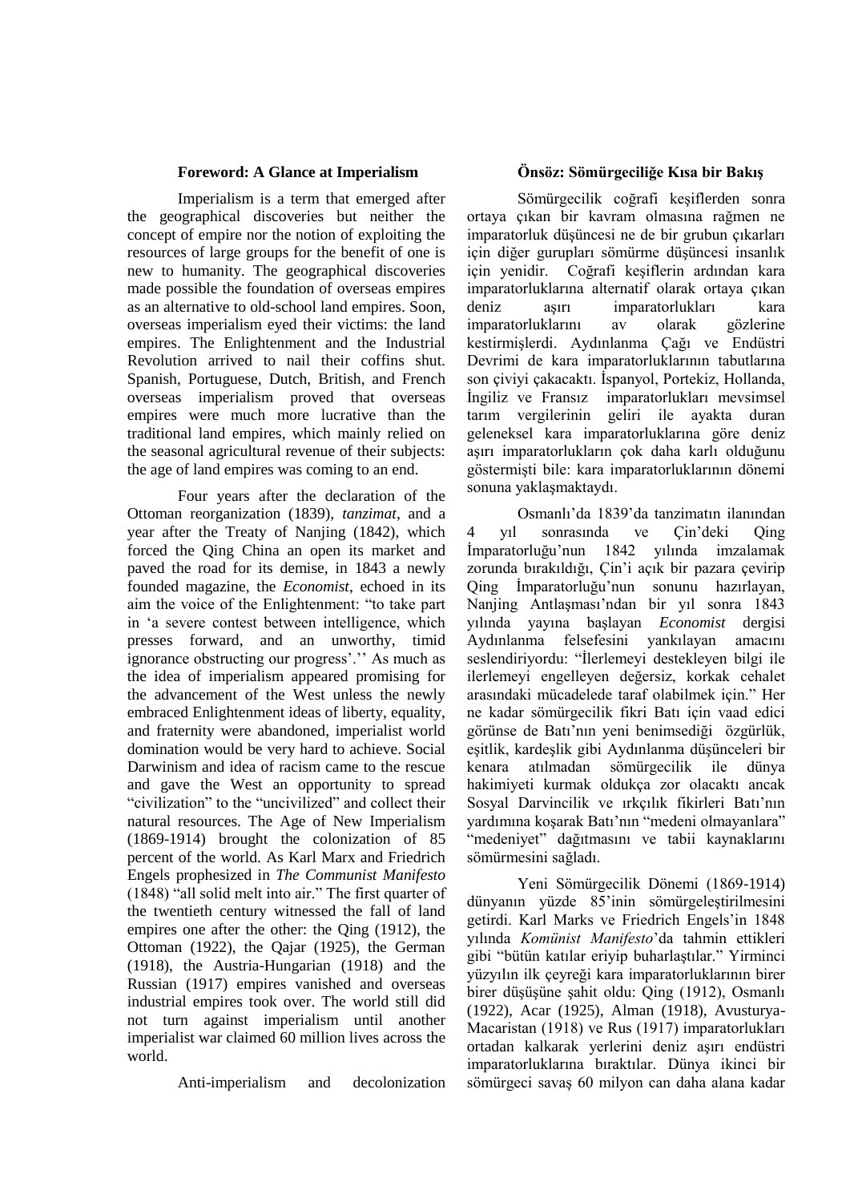## Foreword: A Glance at Imperialism

Imperialism is a term that emerged after the geographical discoveries but neither the concept of empire nor the notion of exploiting the resources of large groups for the benefit of one is new to humanity. The geographical discoveries made possible the foundation of overseas empires as an alternative to old-school land empires. Soon, overseas imperialism eyed their victims: the land empires. The Enlightenment and the Industrial Revolution arrived to nail their coffins shut. Spanish, Portuguese, Dutch, British, and French overseas imperialism proved that overseas empires were much more lucrative than the traditional land empires, which mainly relied on the seasonal agricultural revenue of their subjects: the age of land empires was coming to an end.

Four years after the declaration of the Ottoman reorganization (1839), *tanzimat*, and a year after the Treaty of Nanjing (1842), which forced the Qing China an open its market and paved the road for its demise, in 1843 a newly founded magazine, the *Economist*, echoed in its aim the voice of the Enlightenment: "to take part in 'a severe contest between intelligence, which presses forward, and an unworthy, timid ignorance obstructing our progress'.'' As much as the idea of imperialism appeared promising for the advancement of the West unless the newly embraced Enlightenment ideas of liberty, equality, and fraternity were abandoned, imperialist world domination would be very hard to achieve. Social Darwinism and idea of racism came to the rescue and gave the West an opportunity to spread "civilization" to the "uncivilized" and collect their natural resources. The Age of New Imperialism (1869-1914) brought the colonization of 85 percent of the world. As Karl Marx and Friedrich Engels prophesized in *The Communist Manifesto* (1848) "all solid melt into air." The first quarter of the twentieth century witnessed the fall of land empires one after the other: the Qing (1912), the Ottoman (1922), the Qajar (1925), the German (1918), the Austria-Hungarian (1918) and the Russian (1917) empires vanished and overseas industrial empires took over. The world still did not turn against imperialism until another imperialist war claimed 60 million lives across the world.

Anti-imperialism and decolonization

## Önsöz: Sömürgeciliğe Kısa bir Bakış

Sömürgecilik coğrafi keşiflerden sonra ortaya çıkan bir kavram olmasına rağmen ne imparatorluk düşüncesi ne de bir grubun çıkarları için diğer gurupları sömürme düşüncesi insanlık için yenidir. Coğrafi keşiflerin ardından kara imparatorluklarına alternatif olarak ortaya çıkan deniz aşırı imparatorlukları kara imparatorluklarını av olarak gözlerine kestirmişlerdi. Aydınlanma Çağı ve Endüstri Devrimi de kara imparatorluklarının tabutlarına son çiviyi çakacaktı. İspanyol, Portekiz, Hollanda, İngiliz ve Fransız imparatorlukları mevsimsel tarım vergilerinin geliri ile ayakta duran geleneksel kara imparatorluklarına göre deniz aşırı imparatorlukların çok daha karlı olduğunu göstermişti bile: kara imparatorluklarının dönemi sonuna yaklaşmaktaydı.

Osmanlı'da 1839'da tanzimatın ilanından 4 yıl sonrasında ve Çin'deki Qing İmparatorluğu'nun 1842 yılında imzalamak zorunda bırakıldığı, Çin'i açık bir pazara çevirip Qing İmparatorluğu'nun sonunu hazırlayan, Nanjing Antlaşması'ndan bir yıl sonra 1843 yılında yayına başlayan *Economist* dergisi Aydınlanma felsefesini yankılayan amacını seslendiriyordu: "İlerlemeyi destekleyen bilgi ile ilerlemeyi engelleyen değersiz, korkak cehalet arasındaki mücadelede taraf olabilmek için." Her ne kadar sömürgecilik fikri Batı için vaad edici görünse de Batı'nın yeni benimsediği özgürlük, eşitlik, kardeşlik gibi Aydınlanma düşünceleri bir kenara atılmadan sömürgecilik ile dünya hakimiyeti kurmak oldukça zor olacaktı ancak Sosyal Darvincilik ve ırkçılık fikirleri Batı'nın yardımına koşarak Batı'nın "medeni olmayanlara" "medeniyet" dağıtmasını ve tabii kaynaklarını sömürmesini sağladı.

Yeni Sömürgecilik Dönemi (1869-1914) dünyanın yüzde 85'inin sömürgeleştirilmesini getirdi. Karl Marks ve Friedrich Engels'in 1848 yılında *Komünist Manifesto*'da tahmin ettikleri gibi "bütün katılar eriyip buharlaştılar." Yirminci yüzyılın ilk çeyreği kara imparatorluklarının birer birer düşüşüne şahit oldu: Qing (1912), Osmanlı (1922), Acar (1925), Alman (1918), Avusturya-Macaristan (1918) ve Rus (1917) imparatorlukları ortadan kalkarak yerlerini deniz aşırı endüstri imparatorluklarına bıraktılar. Dünya ikinci bir sömürgeci savaş 60 milyon can daha alana kadar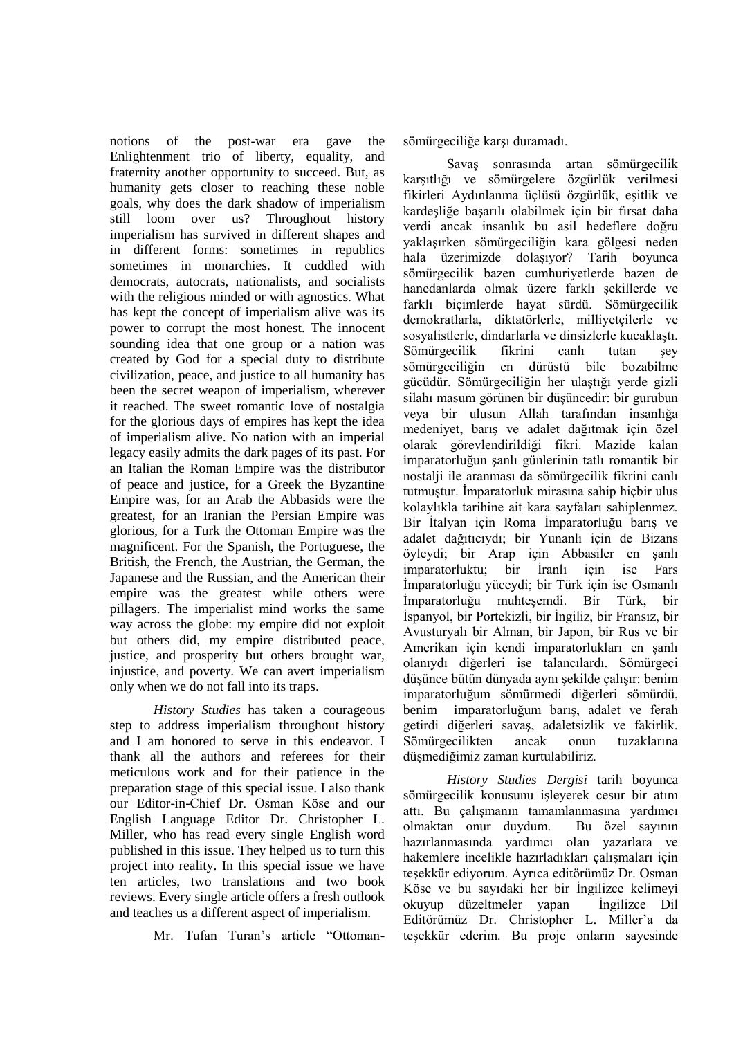notions of the post-war era gave the Enlightenment trio of liberty, equality, and fraternity another opportunity to succeed. But, as humanity gets closer to reaching these noble goals, why does the dark shadow of imperialism still loom over us? Throughout history imperialism has survived in different shapes and in different forms: sometimes in republics sometimes in monarchies. It cuddled with democrats, autocrats, nationalists, and socialists with the religious minded or with agnostics. What has kept the concept of imperialism alive was its power to corrupt the most honest. The innocent sounding idea that one group or a nation was created by God for a special duty to distribute civilization, peace, and justice to all humanity has been the secret weapon of imperialism, wherever it reached. The sweet romantic love of nostalgia for the glorious days of empires has kept the idea of imperialism alive. No nation with an imperial legacy easily admits the dark pages of its past. For an Italian the Roman Empire was the distributor of peace and justice, for a Greek the Byzantine Empire was, for an Arab the Abbasids were the greatest, for an Iranian the Persian Empire was glorious, for a Turk the Ottoman Empire was the magnificent. For the Spanish, the Portuguese, the British, the French, the Austrian, the German, the Japanese and the Russian, and the American their empire was the greatest while others were pillagers. The imperialist mind works the same way across the globe: my empire did not exploit but others did, my empire distributed peace, justice, and prosperity but others brought war, injustice, and poverty. We can avert imperialism only when we do not fall into its traps.

*History Studies* has taken a courageous step to address imperialism throughout history and I am honored to serve in this endeavor. I thank all the authors and referees for their meticulous work and for their patience in the preparation stage of this special issue. I also thank our Editor-in-Chief Dr. Osman Köse and our English Language Editor Dr. Christopher L. Miller, who has read every single English word published in this issue. They helped us to turn this project into reality. In this special issue we have ten articles, two translations and two book reviews. Every single article offers a fresh outlook and teaches us a different aspect of imperialism.

Mr. Tufan Turan's article "Ottoman-

sömürgeciliğe karşı duramadı.

Savaş sonrasında artan sömürgecilik karşıtlığı ve sömürgelere özgürlük verilmesi fikirleri Aydınlanma üçlüsü özgürlük, eşitlik ve kardeşliğe başarılı olabilmek için bir fırsat daha verdi ancak insanlık bu asil hedeflere doğru yaklaşırken sömürgeciliğin kara gölgesi neden hala üzerimizde dolaşıyor? Tarih boyunca sömürgecilik bazen cumhuriyetlerde bazen de hanedanlarda olmak üzere farklı şekillerde ve farklı biçimlerde hayat sürdü. Sömürgecilik demokratlarla, diktatörlerle, milliyetçilerle ve sosyalistlerle, dindarlarla ve dinsizlerle kucaklaştı. Sömürgecilik fikrini canlı tutan şey sömürgeciliğin en dürüstü bile bozabilme gücüdür. Sömürgeciliğin her ulaştığı yerde gizli silahı masum görünen bir düşüncedir: bir gurubun veya bir ulusun Allah tarafından insanlığa medeniyet, barış ve adalet dağıtmak için özel olarak görevlendirildiği fikri. Mazide kalan imparatorluğun şanlı günlerinin tatlı romantik bir nostalji ile aranması da sömürgecilik fikrini canlı tutmuştur. İmparatorluk mirasına sahip hiçbir ulus kolaylıkla tarihine ait kara sayfaları sahiplenmez. Bir İtalyan için Roma İmparatorluğu barış ve adalet dağıtıcıydı; bir Yunanlı için de Bizans öyleydi; bir Arap için Abbasiler en şanlı imparatorluktu; bir İranlı için ise Fars İmparatorluğu yüceydi; bir Türk için ise Osmanlı İmparatorluğu muhteşemdi. Bir Türk, bir İspanyol, bir Portekizli, bir İngiliz, bir Fransız, bir Avusturyalı bir Alman, bir Japon, bir Rus ve bir Amerikan için kendi imparatorlukları en şanlı olanıydı diğerleri ise talancılardı. Sömürgeci düşünce bütün dünyada aynı şekilde çalışır: benim imparatorluğum sömürmedi diğerleri sömürdü, benim imparatorluğum barış, adalet ve ferah getirdi diğerleri savaş, adaletsizlik ve fakirlik. Sömürgecilikten ancak onun tuzaklarına düşmediğimiz zaman kurtulabiliriz.

*History Studies Dergisi* tarih boyunca sömürgecilik konusunu işleyerek cesur bir atım attı. Bu çalışmanın tamamlanmasına yardımcı olmaktan onur duydum. Bu özel sayının hazırlanmasında yardımcı olan yazarlara ve hakemlere incelikle hazırladıkları çalışmaları için teşekkür ediyorum. Ayrıca editörümüz Dr. Osman Köse ve bu sayıdaki her bir İngilizce kelimeyi okuyup düzeltmeler yapan İngilizce Dil Editörümüz Dr. Christopher L. Miller'a da teşekkür ederim. Bu proje onların sayesinde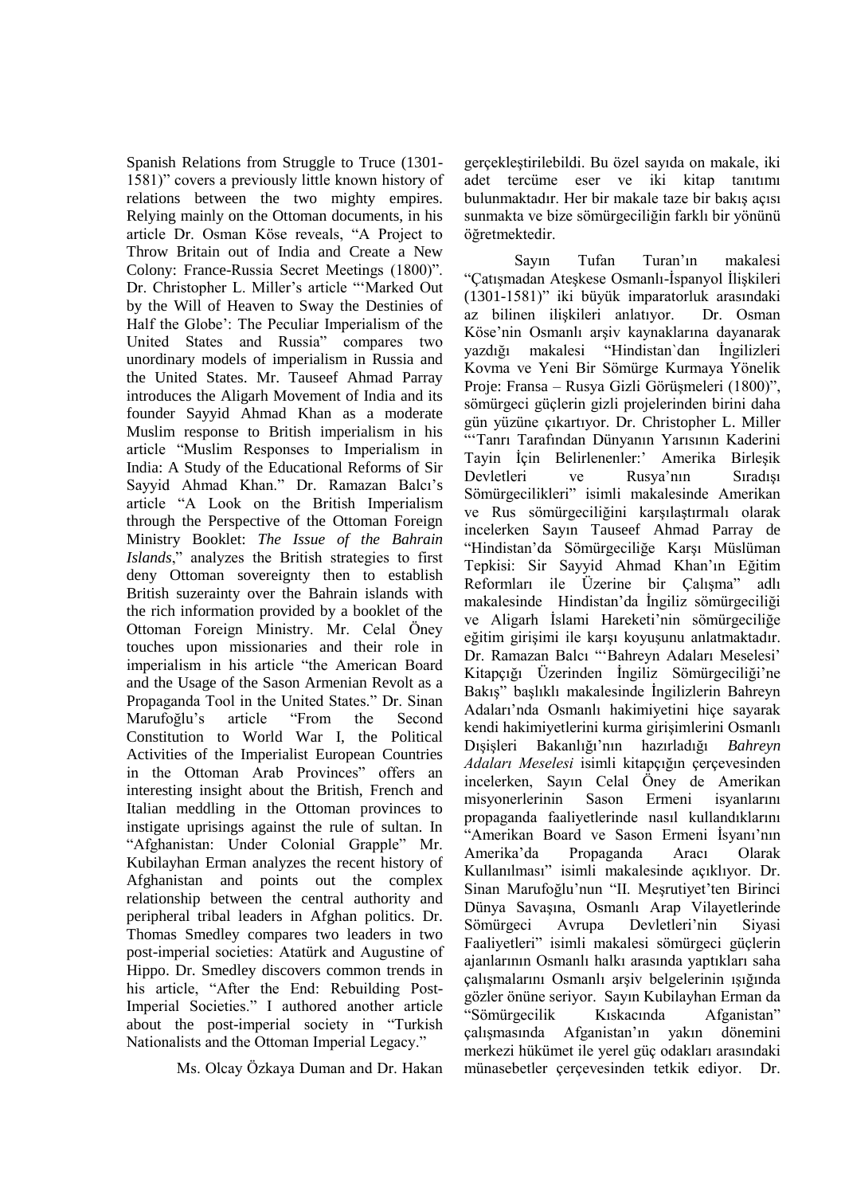Spanish Relations from Struggle to Truce (1301-1581)" covers a previously little known history of relations between the two mighty empires. Relying mainly on the Ottoman documents, in his article Dr. Osman Köse reveals, "A Project to Throw Britain out of India and Create a New Colony: France-Russia Secret Meetings (1800)". Dr. Christopher L. Miller's article "'Marked Out by the Will of Heaven to Sway the Destinies of Half the Globe': The Peculiar Imperialism of the United States and Russia" compares two unordinary models of imperialism in Russia and the United States. Mr. Tauseef Ahmad Parray introduces the Aligarh Movement of India and its founder Sayyid Ahmad Khan as a moderate Muslim response to British imperialism in his article "Muslim Responses to Imperialism in India: A Study of the Educational Reforms of Sir Sayyid Ahmad Khan." Dr. Ramazan Balcı's article "A Look on the British Imperialism through the Perspective of the Ottoman Foreign Ministry Booklet: *The Issue of the Bahrain Islands*," analyzes the British strategies to first deny Ottoman sovereignty then to establish British suzerainty over the Bahrain islands with the rich information provided by a booklet of the Ottoman Foreign Ministry. Mr. Celal Öney touches upon missionaries and their role in imperialism in his article "the American Board and the Usage of the Sason Armenian Revolt as a Propaganda Tool in the United States." Dr. Sinan Marufoğlu's article "From the Second Constitution to World War I, the Political Activities of the Imperialist European Countries in the Ottoman Arab Provinces" offers an interesting insight about the British, French and Italian meddling in the Ottoman provinces to instigate uprisings against the rule of sultan. In "Afghanistan: Under Colonial Grapple" Mr. Kubilayhan Erman analyzes the recent history of Afghanistan and points out the complex relationship between the central authority and peripheral tribal leaders in Afghan politics. Dr. Thomas Smedley compares two leaders in two post-imperial societies: Atatürk and Augustine of Hippo. Dr. Smedley discovers common trends in his article, "After the End: Rebuilding Post-Imperial Societies." I authored another article about the post-imperial society in "Turkish Nationalists and the Ottoman Imperial Legacy."

Ms. Olcay Özkaya Duman and Dr. Hakan

gerçekleştirilebildi. Bu özel sayıda on makale, iki adet tercüme eser ve iki kitap tanıtımı bulunmaktadır. Her bir makale taze bir bakış açısı sunmakta ve bize sömürgeciliğin farklı bir yönünü öğretmektedir.

Sayın Tufan Turan'ın makalesi "Çatışmadan Ateşkese Osmanlı-İspanyol İlişkileri (1301-1581)" iki büyük imparatorluk arasındaki az bilinen ilişkileri anlatıyor. Dr. Osman Köse'nin Osmanlı arşiv kaynaklarına dayanarak yazdığı makalesi "Hindistan`dan İngilizleri Kovma ve Yeni Bir Sömürge Kurmaya Yönelik Proje: Fransa – Rusya Gizli Görüşmeleri (1800)", sömürgeci güçlerin gizli projelerinden birini daha gün yüzüne çıkartıyor. Dr. Christopher L. Miller "'Tanrı Tarafından Dünyanın Yarısının Kaderini Tayin İçin Belirlenenler:' Amerika Birleşik Devletleri ve Rusya'nın Sıradışı Sömürgecilikleri" isimli makalesinde Amerikan ve Rus sömürgeciliğini karşılaştırmalı olarak incelerken Sayın Tauseef Ahmad Parray de "Hindistan'da Sömürgeciliğe Karşı Müslüman Tepkisi: Sir Sayyid Ahmad Khan'ın Eğitim Reformları ile Üzerine bir Çalışma" adlı makalesinde Hindistan'da İngiliz sömürgeciliği ve Aligarh İslami Hareketi'nin sömürgeciliğe eğitim girişimi ile karşı koyuşunu anlatmaktadır. Dr. Ramazan Balcı "'Bahreyn Adaları Meselesi' Kitapçığı Üzerinden İngiliz Sömürgeciliği'ne Bakış" başlıklı makalesinde İngilizlerin Bahreyn Adaları'nda Osmanlı hakimiyetini hiçe sayarak kendi hakimiyetlerini kurma girişimlerini Osmanlı Dışişleri Bakanlığı'nın hazırladığı *Bahreyn Adaları Meselesi* isimli kitapçığın çerçevesinden incelerken, Sayın Celal Öney de Amerikan misyonerlerinin Sason Ermeni isyanlarını propaganda faaliyetlerinde nasıl kullandıklarını "Amerikan Board ve Sason Ermeni İsyanı'nın Amerika'da Propaganda Aracı Olarak Kullanılması" isimli makalesinde açıklıyor. Dr. Sinan Marufoğlu'nun "II. Meşrutiyet'ten Birinci Dünya Savaşına, Osmanlı Arap Vilayetlerinde Sömürgeci Avrupa Devletleri'nin Siyasi Faaliyetleri" isimli makalesi sömürgeci güçlerin ajanlarının Osmanlı halkı arasında yaptıkları saha çalışmalarını Osmanlı arşiv belgelerinin ışığında gözler önüne seriyor. Sayın Kubilayhan Erman da "Sömürgecilik Kıskacında Afganistan" çalışmasında Afganistan'ın yakın dönemini merkezi hükümet ile yerel güç odakları arasındaki münasebetler çerçevesinden tetkik ediyor. Dr.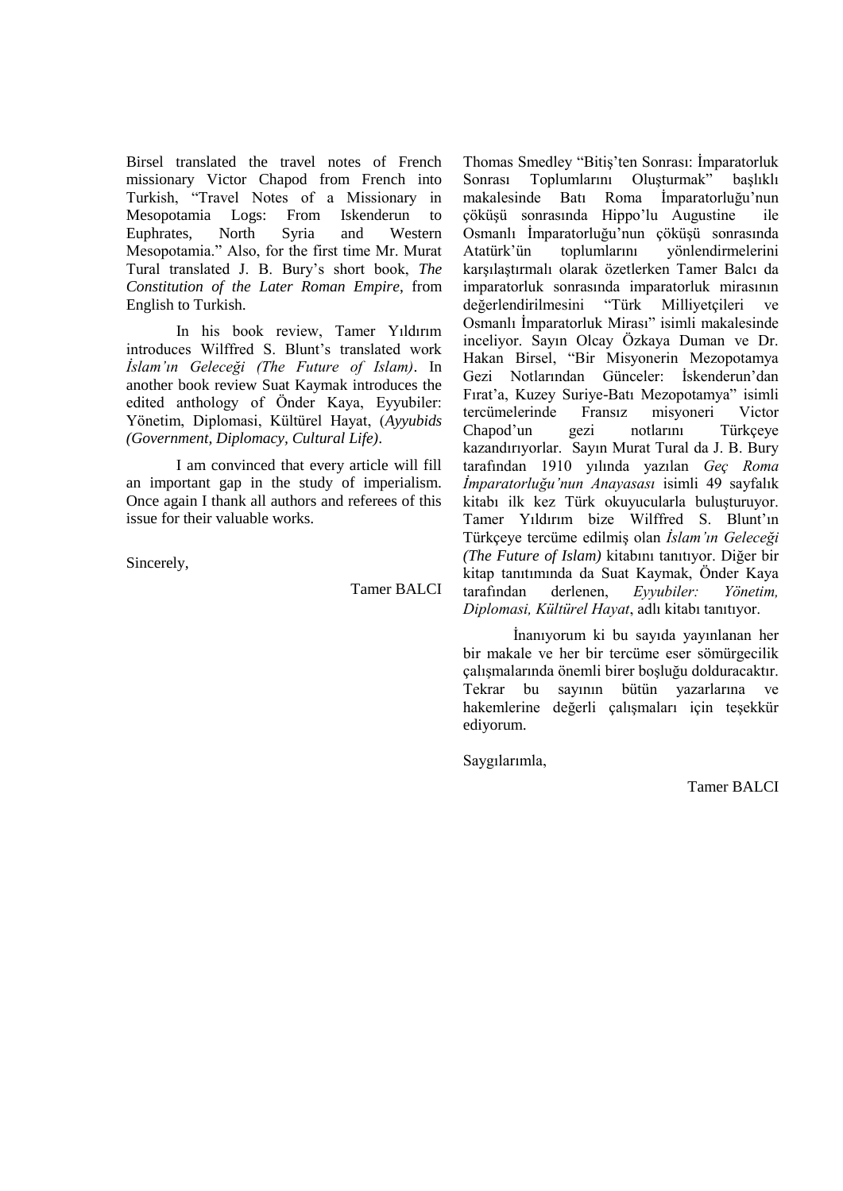Birsel translated the travel notes of French missionary Victor Chapod from French into Turkish, "Travel Notes of a Missionary in Mesopotamia Logs: From Iskenderun to Euphrates, North Syria and Western Mesopotamia." Also, for the first time Mr. Murat Tural translated J. B. Bury's short book, *The Constitution of the Later Roman Empire*, from English to Turkish.

In his book review, Tamer Yıldırım introduces Wilffred S. Blunt's translated work *İslam'ın Geleceği (The Future of Islam)*. In another book review Suat Kaymak introduces the edited anthology of Önder Kaya, Eyyubiler: Yönetim, Diplomasi, Kültürel Hayat, (*Ayyubids (Government, Diplomacy, Cultural Life)*.

I am convinced that every article will fill an important gap in the study of imperialism. Once again I thank all authors and referees of this issue for their valuable works.

Sincerely,

Tamer BALCI

Thomas Smedley "Bitiş'ten Sonrası: İmparatorluk Sonrası Toplumlarını Oluşturmak" başlıklı makalesinde Batı Roma İmparatorluğu'nun çöküşü sonrasında Hippo'lu Augustine ile Osmanlı İmparatorluğu'nun çöküşü sonrasında Atatürk'ün toplumlarını yönlendirmelerini karşılaştırmalı olarak özetlerken Tamer Balcı da imparatorluk sonrasında imparatorluk mirasının değerlendirilmesini "Türk Milliyetçileri ve Osmanlı İmparatorluk Mirası" isimli makalesinde inceliyor. Sayın Olcay Özkaya Duman ve Dr. Hakan Birsel, "Bir Misyonerin Mezopotamya Gezi Notlarından Günceler: İskenderun'dan Fırat'a, Kuzey Suriye-Batı Mezopotamya" isimli tercümelerinde Fransız misyoneri Victor Chapod'un gezi notlarını Türkçeye kazandırıyorlar. Sayın Murat Tural da J. B. Bury tarafından 1910 yılında yazılan *Geç Roma İmparatorluğu'nun Anayasası* isimli 49 sayfalık kitabı ilk kez Türk okuyucularla buluşturuyor. Tamer Yıldırım bize Wilffred S. Blunt'ın Türkçeye tercüme edilmiş olan *İslam'ın Geleceği (The Future of Islam)* kitabını tanıtıyor. Diğer bir kitap tanıtımında da Suat Kaymak, Önder Kaya tarafından derlenen, *Eyyubiler: Yönetim, Diplomasi, Kültürel Hayat*, adlı kitabı tanıtıyor.

İnanıyorum ki bu sayıda yayınlanan her bir makale ve her bir tercüme eser sömürgecilik çalışmalarında önemli birer boşluğu dolduracaktır. Tekrar bu sayının bütün yazarlarına ve hakemlerine değerli çalışmaları için teşekkür ediyorum.

Saygılarımla,

Tamer BALCI